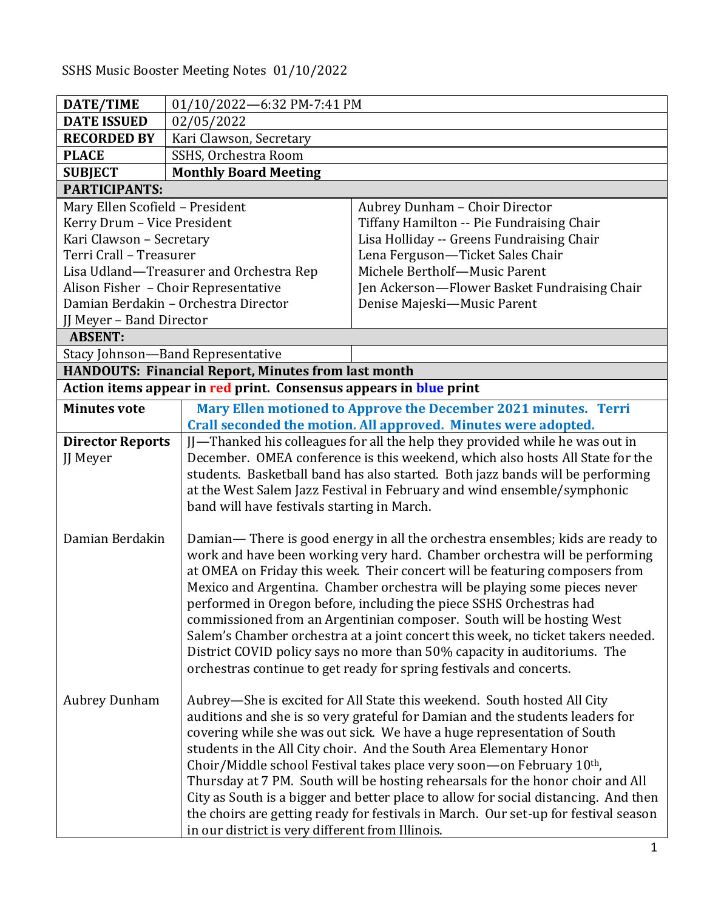SSHS Music Booster Meeting Notes 01/10/2022

| **DATE/TIME** | 01/10/2022—6:32 PM-7:41 PM |
|---|---|
| **DATE ISSUED** | 02/05/2022 |
| **RECORDED BY** | Kari Clawson, Secretary |
| **PLACE** | SSHS, Orchestra Room |
| **SUBJECT** | **Monthly Board Meeting** |

**PARTICIPANTS:**

| | |
|---|---|
| Mary Ellen Scofield – President | Aubrey Dunham – Choir Director |
| Kerry Drum – Vice President | Tiffany Hamilton -- Pie Fundraising Chair |
| Kari Clawson – Secretary | Lisa Holliday -- Greens Fundraising Chair |
| Terri Crall – Treasurer | Lena Ferguson—Ticket Sales Chair |
| Lisa Udland—Treasurer and Orchestra Rep | Michele Bertholf—Music Parent |
| Alison Fisher – Choir Representative | Jen Ackerson—Flower Basket Fundraising Chair |
| Damian Berdakin – Orchestra Director | Denise Majeski—Music Parent |
| JJ Meyer – Band Director | |

**ABSENT:**

Stacy Johnson—Band Representative

**HANDOUTS: Financial Report, Minutes from last month**

**Action items appear in red print. Consensus appears in blue print**

| | |
|---|---|
| **Minutes vote** | **Mary Ellen motioned to Approve the December 2021 minutes. Terri Crall seconded the motion. All approved. Minutes were adopted.** |
| **Director Reports** JJ Meyer | JJ—Thanked his colleagues for all the help they provided while he was out in December. OMEA conference is this weekend, which also hosts All State for the students. Basketball band has also started. Both jazz bands will be performing at the West Salem Jazz Festival in February and wind ensemble/symphonic band will have festivals starting in March. |
| Damian Berdakin | Damian— There is good energy in all the orchestra ensembles; kids are ready to work and have been working very hard. Chamber orchestra will be performing at OMEA on Friday this week. Their concert will be featuring composers from Mexico and Argentina. Chamber orchestra will be playing some pieces never performed in Oregon before, including the piece SSHS Orchestras had commissioned from an Argentinian composer. South will be hosting West Salem's Chamber orchestra at a joint concert this week, no ticket takers needed. District COVID policy says no more than 50% capacity in auditoriums. The orchestras continue to get ready for spring festivals and concerts. |
| Aubrey Dunham | Aubrey—She is excited for All State this weekend. South hosted All City auditions and she is so very grateful for Damian and the students leaders for covering while she was out sick. We have a huge representation of South students in the All City choir. And the South Area Elementary Honor Choir/Middle school Festival takes place very soon—on February 10th, Thursday at 7 PM. South will be hosting rehearsals for the honor choir and All City as South is a bigger and better place to allow for social distancing. And then the choirs are getting ready for festivals in March. Our set-up for festival season in our district is very different from Illinois. |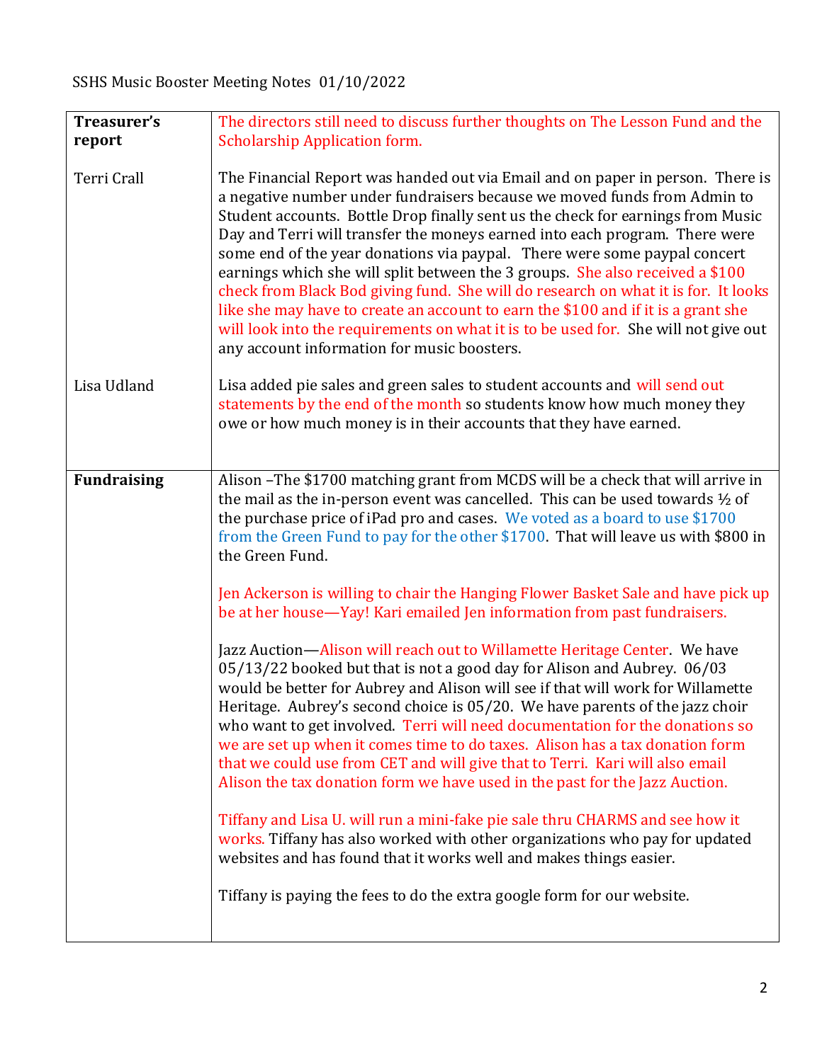SSHS Music Booster Meeting Notes 01/10/2022

| | |
|---|---|
| **Treasurer's report**<br><br>Terri Crall | The directors still need to discuss further thoughts on The Lesson Fund and the Scholarship Application form.<br><br>The Financial Report was handed out via Email and on paper in person. There is a negative number under fundraisers because we moved funds from Admin to Student accounts. Bottle Drop finally sent us the check for earnings from Music Day and Terri will transfer the moneys earned into each program. There were some end of the year donations via paypal. There were some paypal concert earnings which she will split between the 3 groups. She also received a $100 check from Black Bod giving fund. She will do research on what it is for. It looks like she may have to create an account to earn the $100 and if it is a grant she will look into the requirements on what it is to be used for. She will not give out any account information for music boosters. |
| Lisa Udland | Lisa added pie sales and green sales to student accounts and will send out statements by the end of the month so students know how much money they owe or how much money is in their accounts that they have earned. |
| **Fundraising** | Alison –The $1700 matching grant from MCDS will be a check that will arrive in the mail as the in-person event was cancelled. This can be used towards ½ of the purchase price of iPad pro and cases. We voted as a board to use $1700 from the Green Fund to pay for the other $1700. That will leave us with $800 in the Green Fund.<br><br>Jen Ackerson is willing to chair the Hanging Flower Basket Sale and have pick up be at her house—Yay! Kari emailed Jen information from past fundraisers.<br><br>Jazz Auction—Alison will reach out to Willamette Heritage Center. We have 05/13/22 booked but that is not a good day for Alison and Aubrey. 06/03 would be better for Aubrey and Alison will see if that will work for Willamette Heritage. Aubrey's second choice is 05/20. We have parents of the jazz choir who want to get involved. Terri will need documentation for the donations so we are set up when it comes time to do taxes. Alison has a tax donation form that we could use from CET and will give that to Terri. Kari will also email Alison the tax donation form we have used in the past for the Jazz Auction.<br><br>Tiffany and Lisa U. will run a mini-fake pie sale thru CHARMS and see how it works. Tiffany has also worked with other organizations who pay for updated websites and has found that it works well and makes things easier.<br><br>Tiffany is paying the fees to do the extra google form for our website. |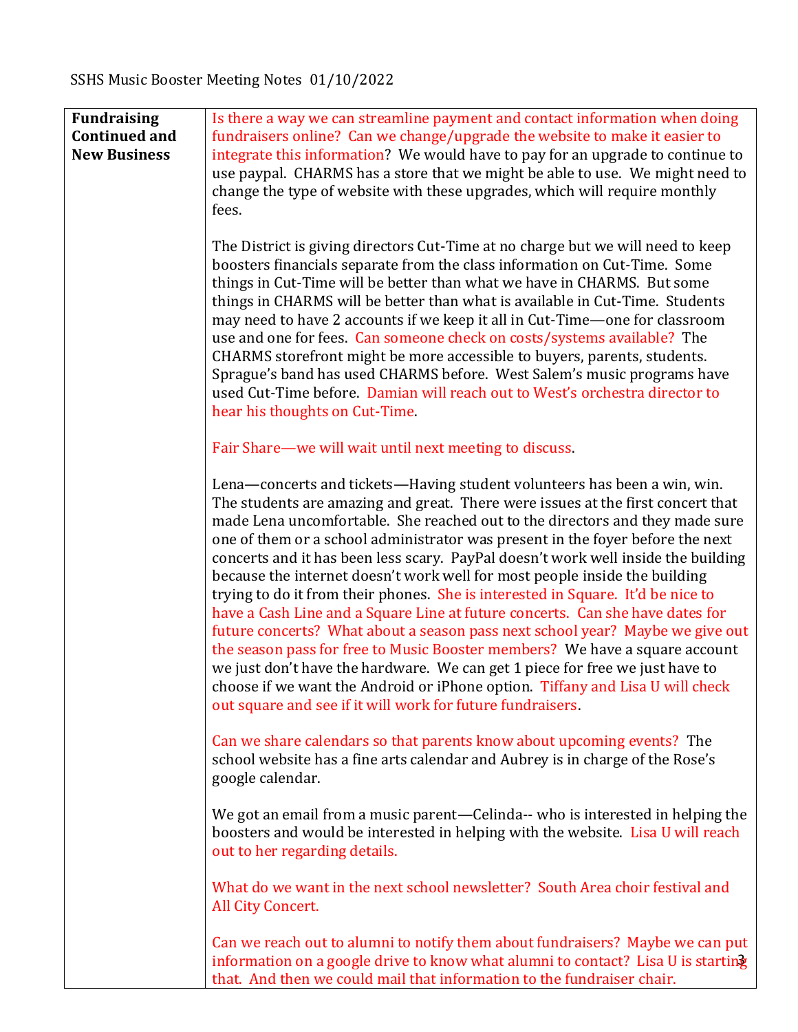SSHS Music Booster Meeting Notes 01/10/2022

| **Fundraising Continued and New Business** | Is there a way we can streamline payment and contact information when doing fundraisers online? Can we change/upgrade the website to make it easier to integrate this information? We would have to pay for an upgrade to continue to use paypal. CHARMS has a store that we might be able to use. We might need to change the type of website with these upgrades, which will require monthly fees.<br><br>The District is giving directors Cut-Time at no charge but we will need to keep boosters financials separate from the class information on Cut-Time. Some things in Cut-Time will be better than what we have in CHARMS. But some things in CHARMS will be better than what is available in Cut-Time. Students may need to have 2 accounts if we keep it all in Cut-Time—one for classroom use and one for fees. Can someone check on costs/systems available? The CHARMS storefront might be more accessible to buyers, parents, students. Sprague's band has used CHARMS before. West Salem's music programs have used Cut-Time before. Damian will reach out to West's orchestra director to hear his thoughts on Cut-Time.<br><br>Fair Share—we will wait until next meeting to discuss.<br><br>Lena—concerts and tickets—Having student volunteers has been a win, win. The students are amazing and great. There were issues at the first concert that made Lena uncomfortable. She reached out to the directors and they made sure one of them or a school administrator was present in the foyer before the next concerts and it has been less scary. PayPal doesn't work well inside the building because the internet doesn't work well for most people inside the building trying to do it from their phones. She is interested in Square. It'd be nice to have a Cash Line and a Square Line at future concerts. Can she have dates for future concerts? What about a season pass next school year? Maybe we give out the season pass for free to Music Booster members? We have a square account we just don't have the hardware. We can get 1 piece for free we just have to choose if we want the Android or iPhone option. Tiffany and Lisa U will check out square and see if it will work for future fundraisers.<br><br>Can we share calendars so that parents know about upcoming events? The school website has a fine arts calendar and Aubrey is in charge of the Rose's google calendar.<br><br>We got an email from a music parent—Celinda-- who is interested in helping the boosters and would be interested in helping with the website. Lisa U will reach out to her regarding details.<br><br>What do we want in the next school newsletter? South Area choir festival and All City Concert.<br><br>Can we reach out to alumni to notify them about fundraisers? Maybe we can put information on a google drive to know what alumni to contact? Lisa U is starting that. And then we could mail that information to the fundraiser chair. |
|---|---|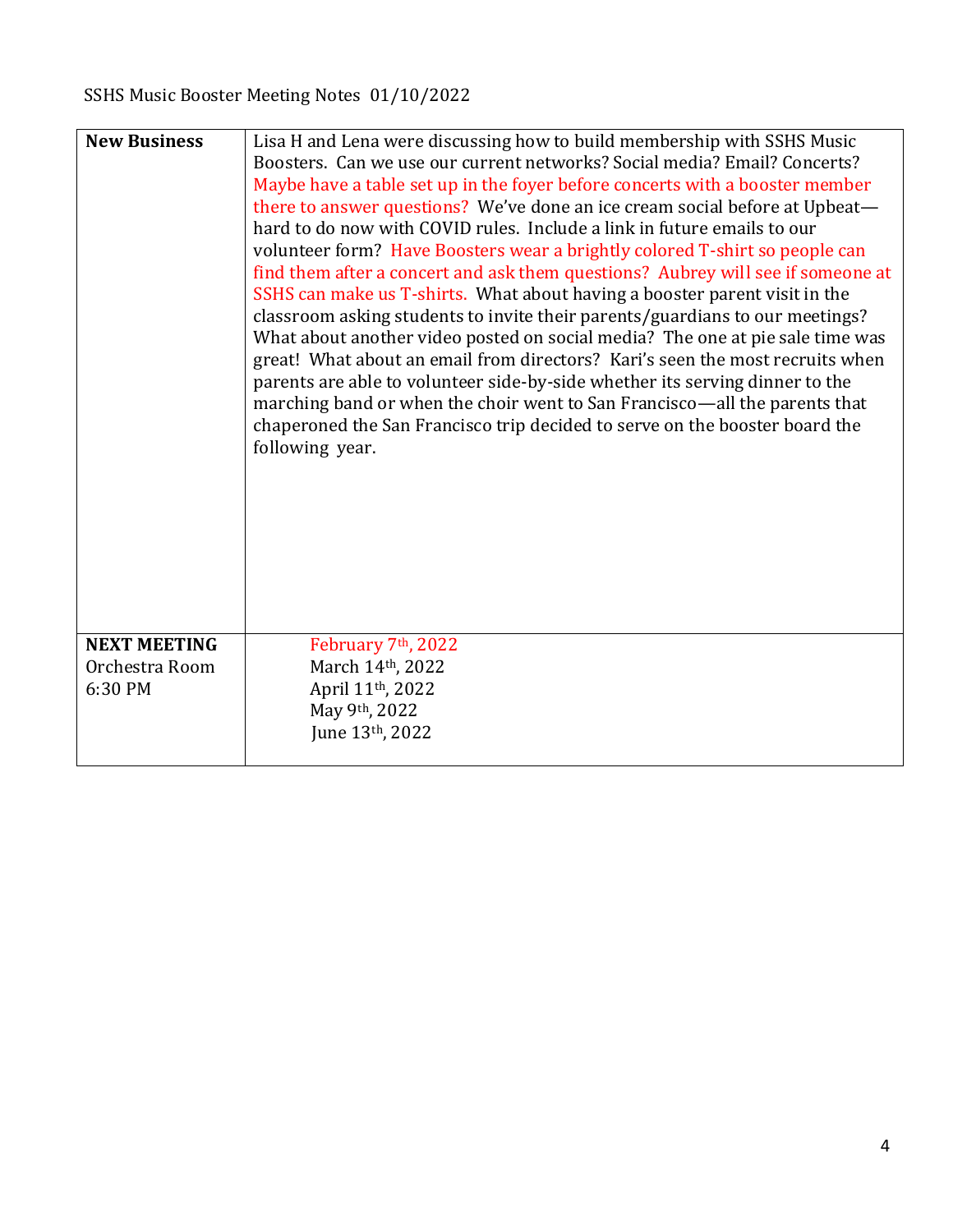SSHS Music Booster Meeting Notes 01/10/2022

| | |
|---|---|
| **New Business** | Lisa H and Lena were discussing how to build membership with SSHS Music Boosters. Can we use our current networks? Social media? Email? Concerts? Maybe have a table set up in the foyer before concerts with a booster member there to answer questions? We've done an ice cream social before at Upbeat—hard to do now with COVID rules. Include a link in future emails to our volunteer form? Have Boosters wear a brightly colored T-shirt so people can find them after a concert and ask them questions? Aubrey will see if someone at SSHS can make us T-shirts. What about having a booster parent visit in the classroom asking students to invite their parents/guardians to our meetings? What about another video posted on social media? The one at pie sale time was great! What about an email from directors? Kari's seen the most recruits when parents are able to volunteer side-by-side whether its serving dinner to the marching band or when the choir went to San Francisco—all the parents that chaperoned the San Francisco trip decided to serve on the booster board the following year. |
| **NEXT MEETING** Orchestra Room 6:30 PM | February 7th, 2022<br>March 14th, 2022<br>April 11th, 2022<br>May 9th, 2022<br>June 13th, 2022 |